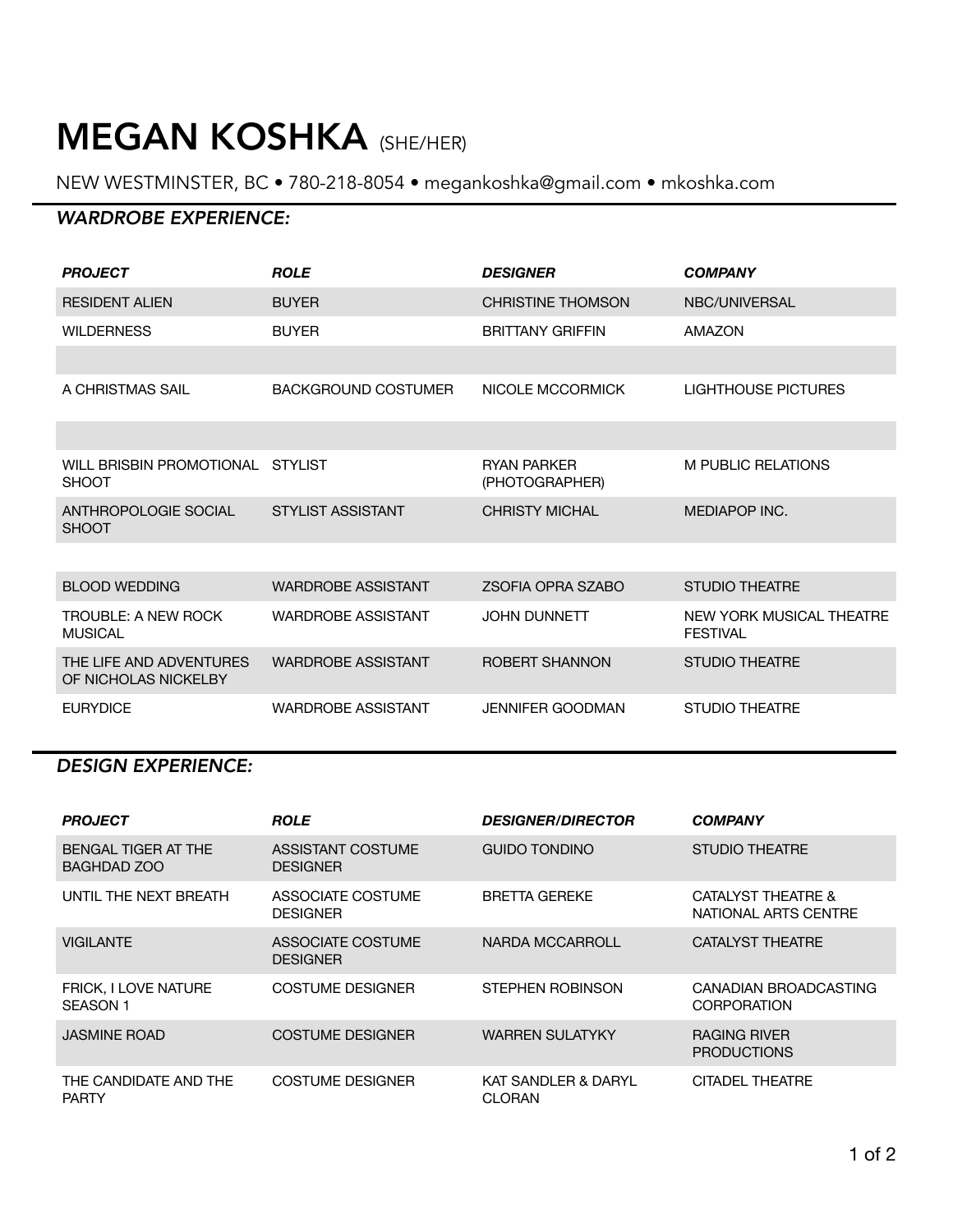# MEGAN KOSHKA (SHE/HER)

NEW WESTMINSTER, BC • 780-218-8054 • megankoshka@gmail.com • mkoshka.com

## *WARDROBE EXPERIENCE:*

| ***PROJECT*** | ***ROLE*** | ***DESIGNER*** | ***COMPANY*** |
|---|---|---|---|
| RESIDENT ALIEN | BUYER | CHRISTINE THOMSON | NBC/UNIVERSAL |
| WILDERNESS | BUYER | BRITTANY GRIFFIN | AMAZON |
| | | | |
| A CHRISTMAS SAIL | BACKGROUND COSTUMER | NICOLE MCCORMICK | LIGHTHOUSE PICTURES |
| | | | |
| WILL BRISBIN PROMOTIONAL SHOOT | STYLIST | RYAN PARKER (PHOTOGRAPHER) | M PUBLIC RELATIONS |
| ANTHROPOLOGIE SOCIAL SHOOT | STYLIST ASSISTANT | CHRISTY MICHAL | MEDIAPOP INC. |
| | | | |
| BLOOD WEDDING | WARDROBE ASSISTANT | ZSOFIA OPRA SZABO | STUDIO THEATRE |
| TROUBLE: A NEW ROCK MUSICAL | WARDROBE ASSISTANT | JOHN DUNNETT | NEW YORK MUSICAL THEATRE FESTIVAL |
| THE LIFE AND ADVENTURES OF NICHOLAS NICKELBY | WARDROBE ASSISTANT | ROBERT SHANNON | STUDIO THEATRE |
| EURYDICE | WARDROBE ASSISTANT | JENNIFER GOODMAN | STUDIO THEATRE |

## *DESIGN EXPERIENCE:*

| ***PROJECT*** | ***ROLE*** | ***DESIGNER/DIRECTOR*** | ***COMPANY*** |
|---|---|---|---|
| BENGAL TIGER AT THE BAGHDAD ZOO | ASSISTANT COSTUME DESIGNER | GUIDO TONDINO | STUDIO THEATRE |
| UNTIL THE NEXT BREATH | ASSOCIATE COSTUME DESIGNER | BRETTA GEREKE | CATALYST THEATRE & NATIONAL ARTS CENTRE |
| VIGILANTE | ASSOCIATE COSTUME DESIGNER | NARDA MCCARROLL | CATALYST THEATRE |
| FRICK, I LOVE NATURE SEASON 1 | COSTUME DESIGNER | STEPHEN ROBINSON | CANADIAN BROADCASTING CORPORATION |
| JASMINE ROAD | COSTUME DESIGNER | WARREN SULATYKY | RAGING RIVER PRODUCTIONS |
| THE CANDIDATE AND THE PARTY | COSTUME DESIGNER | KAT SANDLER & DARYL CLORAN | CITADEL THEATRE |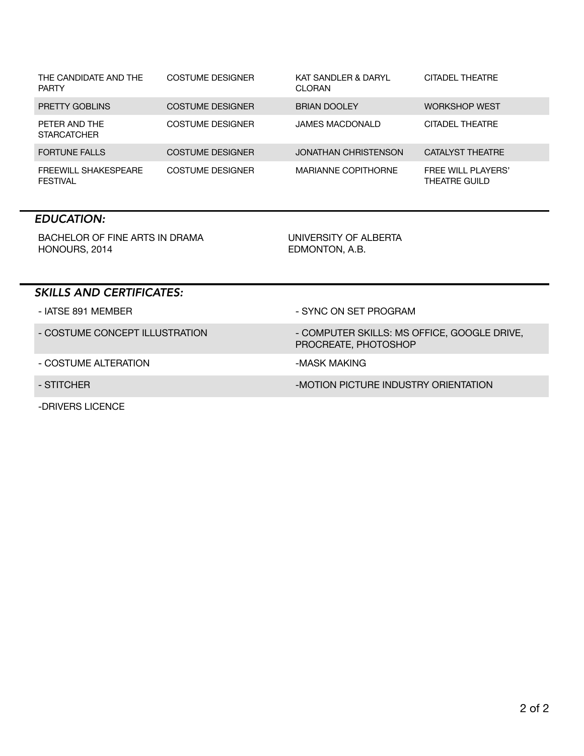| | | | |
|---|---|---|---|
| THE CANDIDATE AND THE PARTY | COSTUME DESIGNER | KAT SANDLER & DARYL CLORAN | CITADEL THEATRE |
| PRETTY GOBLINS | COSTUME DESIGNER | BRIAN DOOLEY | WORKSHOP WEST |
| PETER AND THE STARCATCHER | COSTUME DESIGNER | JAMES MACDONALD | CITADEL THEATRE |
| FORTUNE FALLS | COSTUME DESIGNER | JONATHAN CHRISTENSON | CATALYST THEATRE |
| FREEWILL SHAKESPEARE FESTIVAL | COSTUME DESIGNER | MARIANNE COPITHORNE | FREE WILL PLAYERS' THEATRE GUILD |

## *EDUCATION:*

| | |
|---|---|
| BACHELOR OF FINE ARTS IN DRAMA HONOURS, 2014 | UNIVERSITY OF ALBERTA EDMONTON, A.B. |

## *SKILLS AND CERTIFICATES:*

| | |
|---|---|
| - IATSE 891 MEMBER | - SYNC ON SET PROGRAM |
| - COSTUME CONCEPT ILLUSTRATION | - COMPUTER SKILLS: MS OFFICE, GOOGLE DRIVE, PROCREATE, PHOTOSHOP |
| - COSTUME ALTERATION | -MASK MAKING |
| - STITCHER | -MOTION PICTURE INDUSTRY ORIENTATION |
| -DRIVERS LICENCE | |